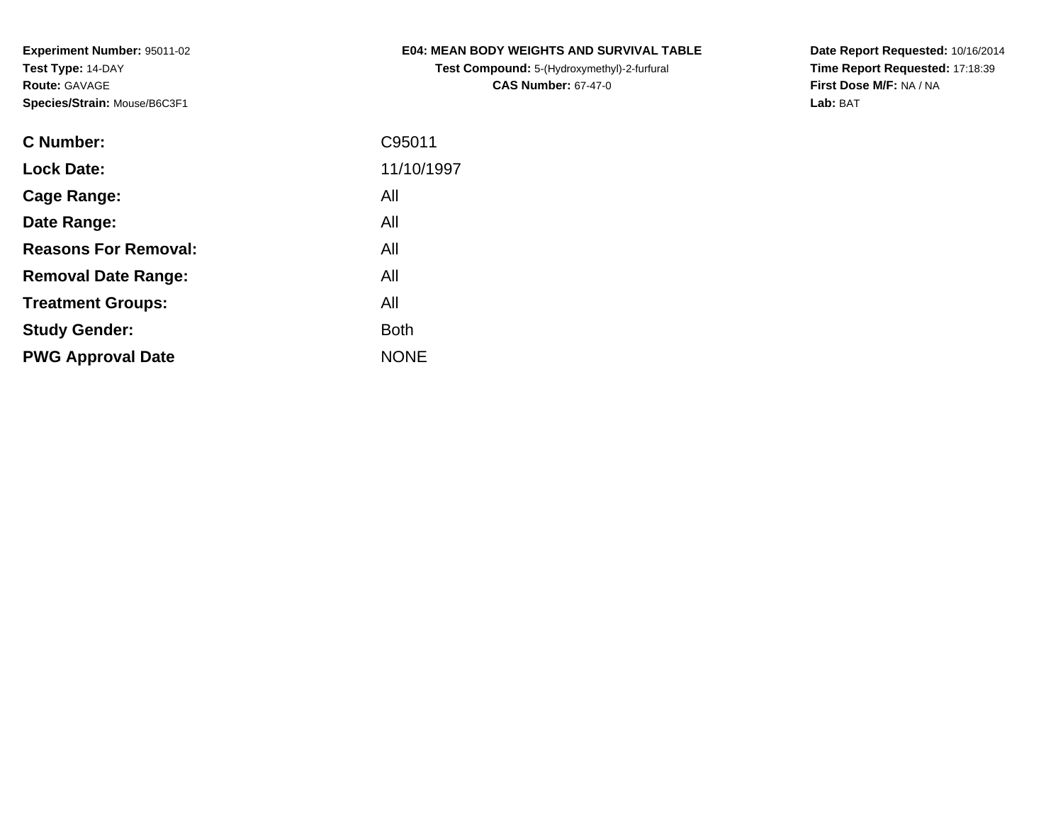**Experiment Number:** 95011-02
**Test Type:** 14-DAY
**Route:** GAVAGE
**Species/Strain:** Mouse/B6C3F1

**E04: MEAN BODY WEIGHTS AND SURVIVAL TABLE**
**Test Compound:** 5-(Hydroxymethyl)-2-furfural
**CAS Number:** 67-47-0

**Date Report Requested:** 10/16/2014
**Time Report Requested:** 17:18:39
**First Dose M/F:** NA / NA
**Lab:** BAT

| | |
|---|---|
| **C Number:** | C95011 |
| **Lock Date:** | 11/10/1997 |
| **Cage Range:** | All |
| **Date Range:** | All |
| **Reasons For Removal:** | All |
| **Removal Date Range:** | All |
| **Treatment Groups:** | All |
| **Study Gender:** | Both |
| **PWG Approval Date** | NONE |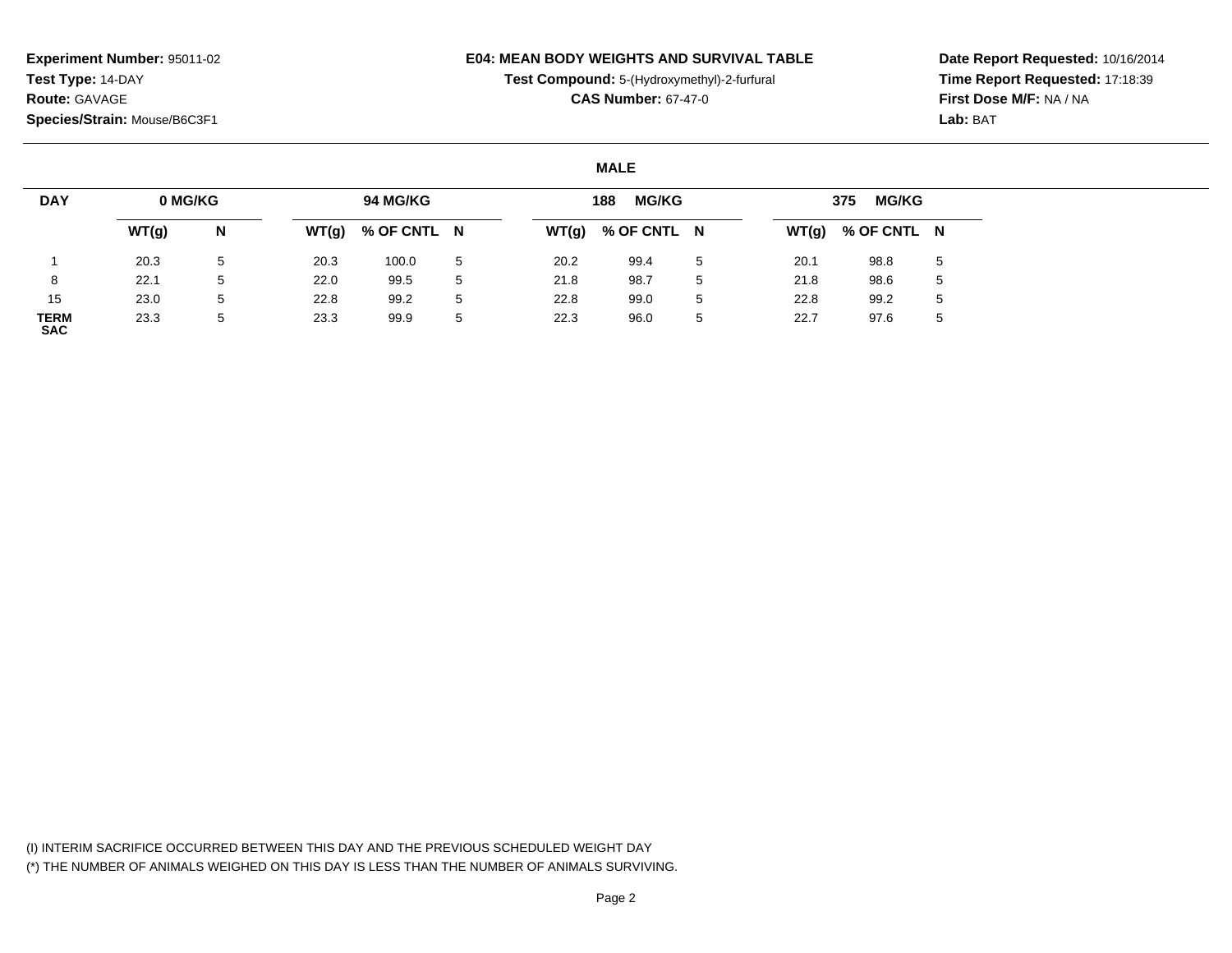**Experiment Number:** 95011-02
**Test Type:** 14-DAY
**Route:** GAVAGE
**Species/Strain:** Mouse/B6C3F1

**E04: MEAN BODY WEIGHTS AND SURVIVAL TABLE**
**Test Compound:** 5-(Hydroxymethyl)-2-furfural
**CAS Number:** 67-47-0

**Date Report Requested:** 10/16/2014
**Time Report Requested:** 17:18:39
**First Dose M/F:** NA / NA
**Lab:** BAT

## MALE

| DAY | 0 MG/KG | | 94 MG/KG | | | 188 MG/KG | | | 375 MG/KG | | |
|---|---|---|---|---|---|---|---|---|---|---|---|
| | WT(g) | N | WT(g) | % OF CNTL | N | WT(g) | % OF CNTL | N | WT(g) | % OF CNTL | N |
| 1 | 20.3 | 5 | 20.3 | 100.0 | 5 | 20.2 | 99.4 | 5 | 20.1 | 98.8 | 5 |
| 8 | 22.1 | 5 | 22.0 | 99.5 | 5 | 21.8 | 98.7 | 5 | 21.8 | 98.6 | 5 |
| 15 | 23.0 | 5 | 22.8 | 99.2 | 5 | 22.8 | 99.0 | 5 | 22.8 | 99.2 | 5 |
| TERM SAC | 23.3 | 5 | 23.3 | 99.9 | 5 | 22.3 | 96.0 | 5 | 22.7 | 97.6 | 5 |

(I) INTERIM SACRIFICE OCCURRED BETWEEN THIS DAY AND THE PREVIOUS SCHEDULED WEIGHT DAY
(*) THE NUMBER OF ANIMALS WEIGHED ON THIS DAY IS LESS THAN THE NUMBER OF ANIMALS SURVIVING.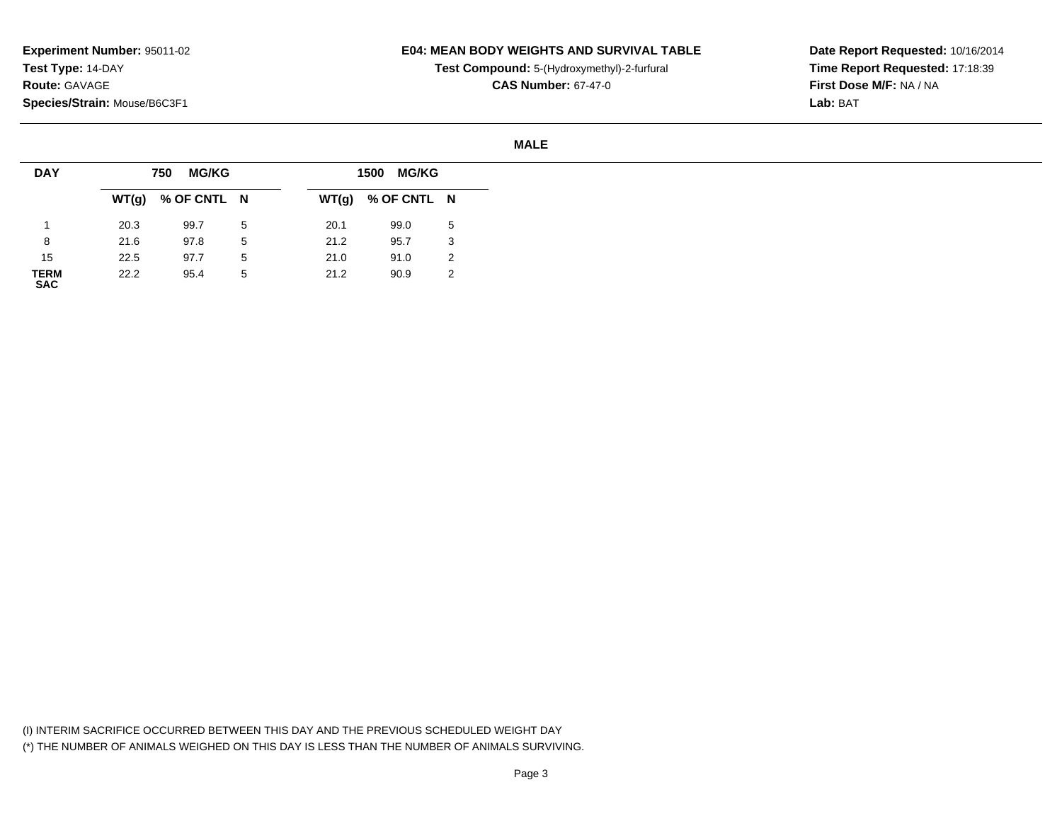**Experiment Number:** 95011-02
**Test Type:** 14-DAY
**Route:** GAVAGE
**Species/Strain:** Mouse/B6C3F1

**E04: MEAN BODY WEIGHTS AND SURVIVAL TABLE**
**Test Compound:** 5-(Hydroxymethyl)-2-furfural
**CAS Number:** 67-47-0

**Date Report Requested:** 10/16/2014
**Time Report Requested:** 17:18:39
**First Dose M/F:** NA / NA
**Lab:** BAT

**MALE**

| DAY | 750 MG/KG | | | 1500 MG/KG | | |
|---|---|---|---|---|---|---|
| | WT(g) | % OF CNTL | N | WT(g) | % OF CNTL | N |
| 1 | 20.3 | 99.7 | 5 | 20.1 | 99.0 | 5 |
| 8 | 21.6 | 97.8 | 5 | 21.2 | 95.7 | 3 |
| 15 | 22.5 | 97.7 | 5 | 21.0 | 91.0 | 2 |
| TERM SAC | 22.2 | 95.4 | 5 | 21.2 | 90.9 | 2 |

(I) INTERIM SACRIFICE OCCURRED BETWEEN THIS DAY AND THE PREVIOUS SCHEDULED WEIGHT DAY
(*) THE NUMBER OF ANIMALS WEIGHED ON THIS DAY IS LESS THAN THE NUMBER OF ANIMALS SURVIVING.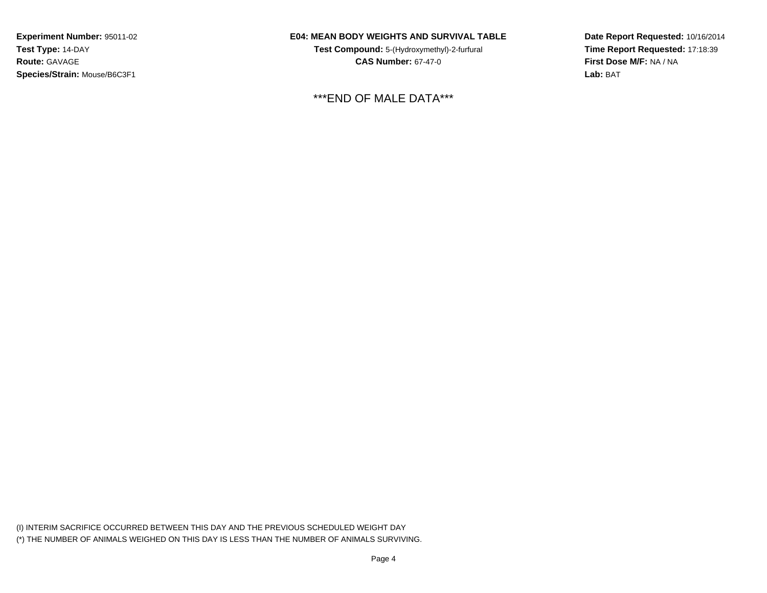**Experiment Number:** 95011-02
**Test Type:** 14-DAY
**Route:** GAVAGE
**Species/Strain:** Mouse/B6C3F1

**E04: MEAN BODY WEIGHTS AND SURVIVAL TABLE**
**Test Compound:** 5-(Hydroxymethyl)-2-furfural
**CAS Number:** 67-47-0

**Date Report Requested:** 10/16/2014
**Time Report Requested:** 17:18:39
**First Dose M/F:** NA / NA
**Lab:** BAT

***END OF MALE DATA***

(I) INTERIM SACRIFICE OCCURRED BETWEEN THIS DAY AND THE PREVIOUS SCHEDULED WEIGHT DAY
(*) THE NUMBER OF ANIMALS WEIGHED ON THIS DAY IS LESS THAN THE NUMBER OF ANIMALS SURVIVING.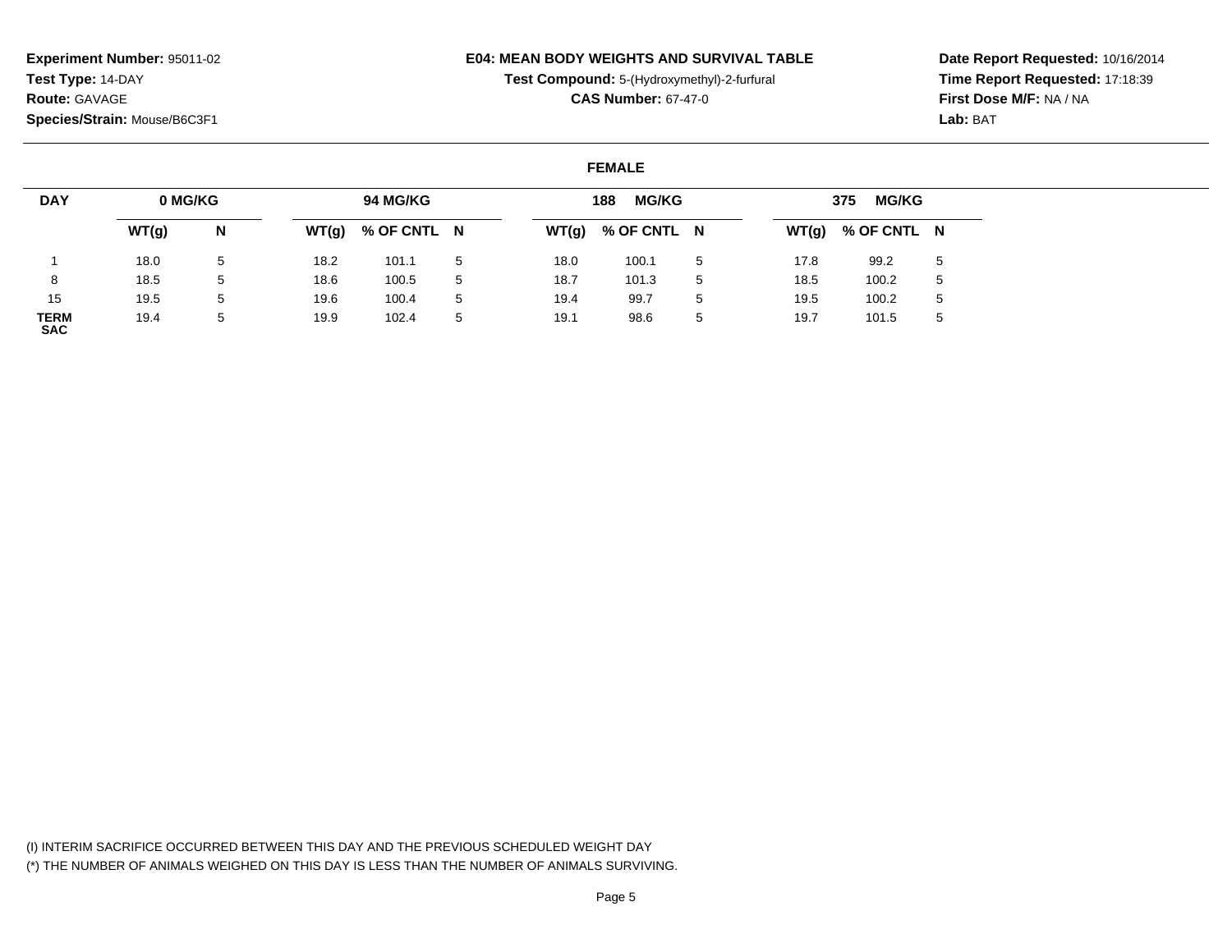**Experiment Number:** 95011-02
**Test Type:** 14-DAY
**Route:** GAVAGE
**Species/Strain:** Mouse/B6C3F1

## E04: MEAN BODY WEIGHTS AND SURVIVAL TABLE

**Test Compound:** 5-(Hydroxymethyl)-2-furfural
**CAS Number:** 67-47-0

**Date Report Requested:** 10/16/2014
**Time Report Requested:** 17:18:39
**First Dose M/F:** NA / NA
**Lab:** BAT

### FEMALE

| DAY | 0 MG/KG | | 94 MG/KG | | | 188 MG/KG | | | 375 MG/KG | | |
|---|---|---|---|---|---|---|---|---|---|---|---|
| | WT(g) | N | WT(g) | % OF CNTL | N | WT(g) | % OF CNTL | N | WT(g) | % OF CNTL | N |
| 1 | 18.0 | 5 | 18.2 | 101.1 | 5 | 18.0 | 100.1 | 5 | 17.8 | 99.2 | 5 |
| 8 | 18.5 | 5 | 18.6 | 100.5 | 5 | 18.7 | 101.3 | 5 | 18.5 | 100.2 | 5 |
| 15 | 19.5 | 5 | 19.6 | 100.4 | 5 | 19.4 | 99.7 | 5 | 19.5 | 100.2 | 5 |
| TERM SAC | 19.4 | 5 | 19.9 | 102.4 | 5 | 19.1 | 98.6 | 5 | 19.7 | 101.5 | 5 |

(I) INTERIM SACRIFICE OCCURRED BETWEEN THIS DAY AND THE PREVIOUS SCHEDULED WEIGHT DAY
(*) THE NUMBER OF ANIMALS WEIGHED ON THIS DAY IS LESS THAN THE NUMBER OF ANIMALS SURVIVING.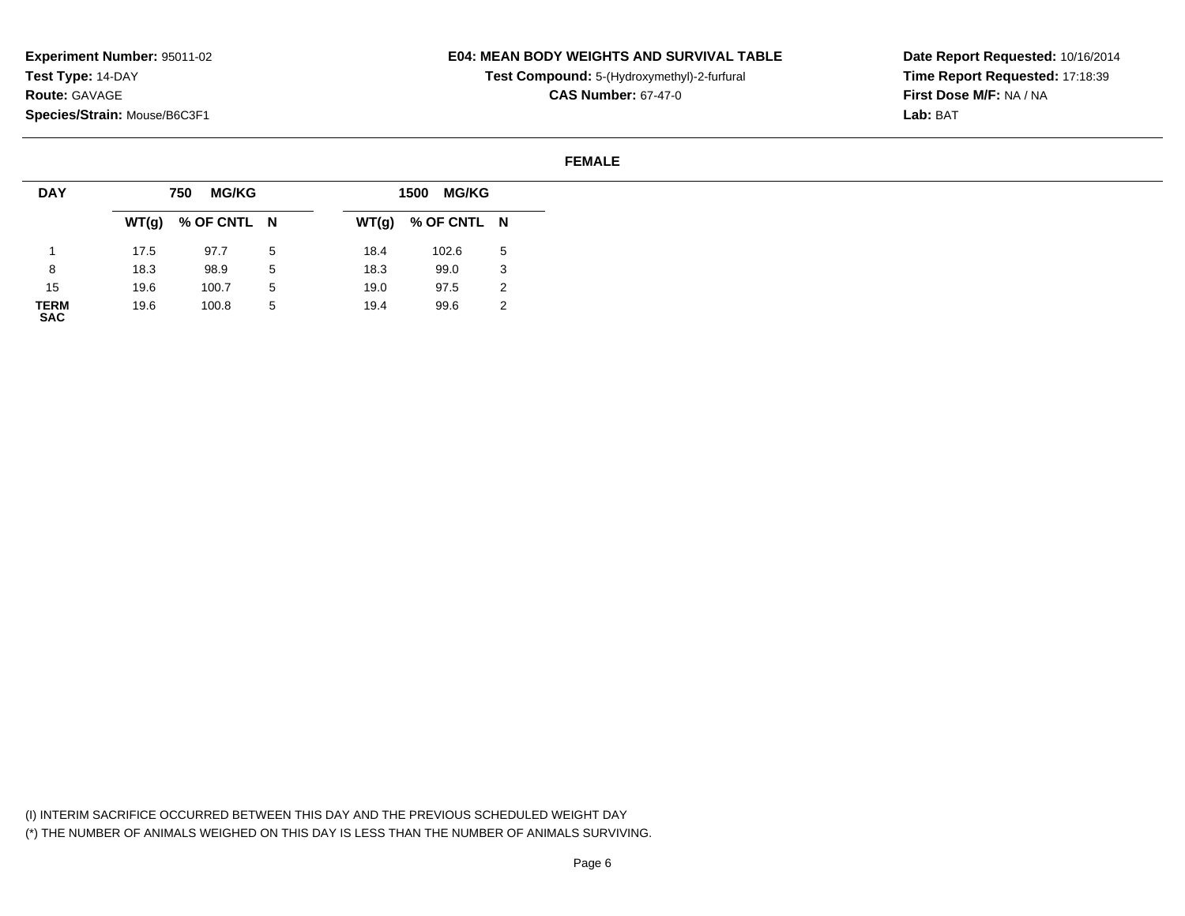**Experiment Number:** 95011-02
**Test Type:** 14-DAY
**Route:** GAVAGE
**Species/Strain:** Mouse/B6C3F1

**E04: MEAN BODY WEIGHTS AND SURVIVAL TABLE**
**Test Compound:** 5-(Hydroxymethyl)-2-furfural
**CAS Number:** 67-47-0

**Date Report Requested:** 10/16/2014
**Time Report Requested:** 17:18:39
**First Dose M/F:** NA / NA
**Lab:** BAT

**FEMALE**

| DAY | 750 MG/KG | | | 1500 MG/KG | | |
|---|---|---|---|---|---|---|
| | WT(g) | % OF CNTL | N | WT(g) | % OF CNTL | N |
| 1 | 17.5 | 97.7 | 5 | 18.4 | 102.6 | 5 |
| 8 | 18.3 | 98.9 | 5 | 18.3 | 99.0 | 3 |
| 15 | 19.6 | 100.7 | 5 | 19.0 | 97.5 | 2 |
| TERM SAC | 19.6 | 100.8 | 5 | 19.4 | 99.6 | 2 |

(I) INTERIM SACRIFICE OCCURRED BETWEEN THIS DAY AND THE PREVIOUS SCHEDULED WEIGHT DAY
(*) THE NUMBER OF ANIMALS WEIGHED ON THIS DAY IS LESS THAN THE NUMBER OF ANIMALS SURVIVING.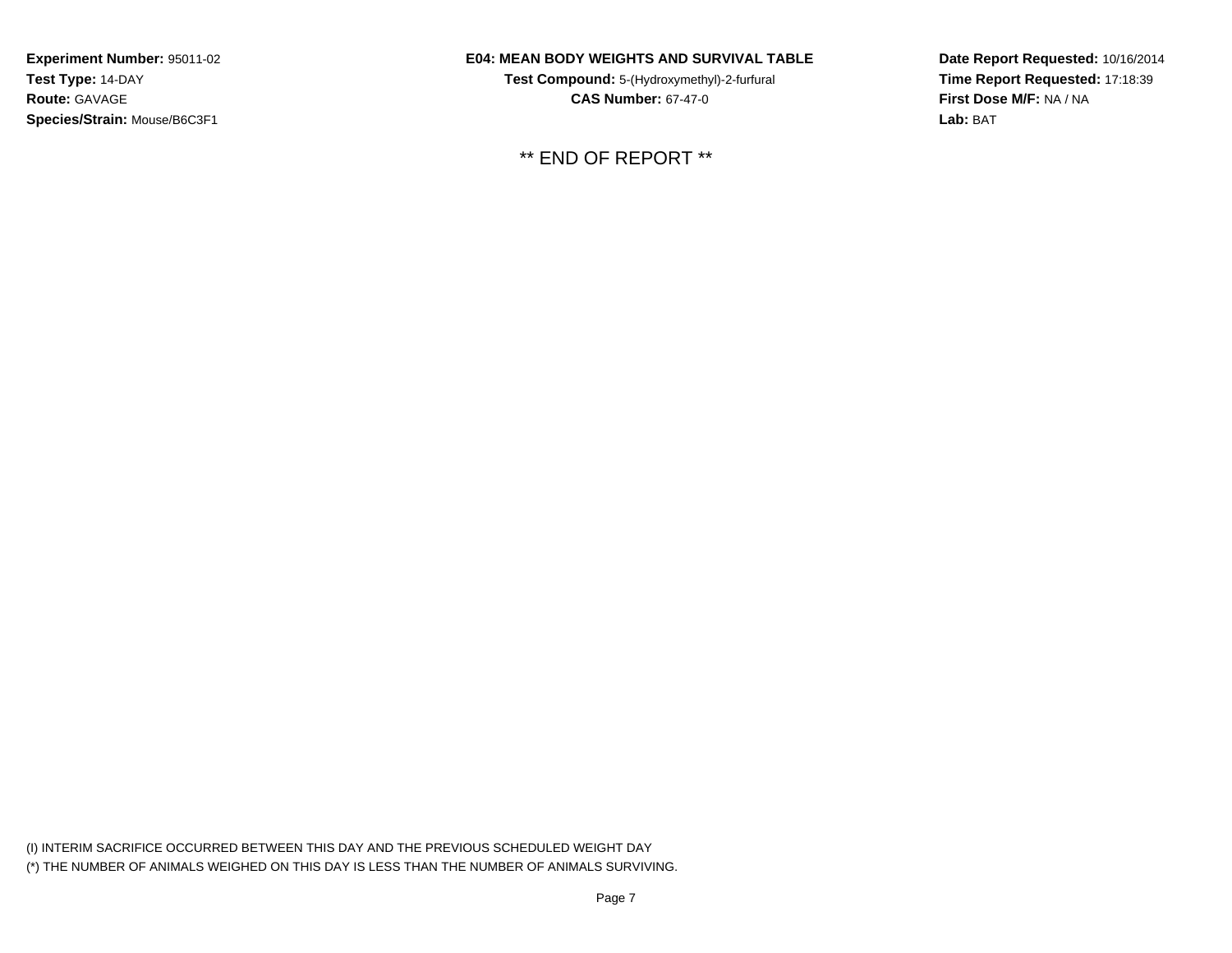** END OF REPORT **

(I) INTERIM SACRIFICE OCCURRED BETWEEN THIS DAY AND THE PREVIOUS SCHEDULED WEIGHT DAY

(*) THE NUMBER OF ANIMALS WEIGHED ON THIS DAY IS LESS THAN THE NUMBER OF ANIMALS SURVIVING.